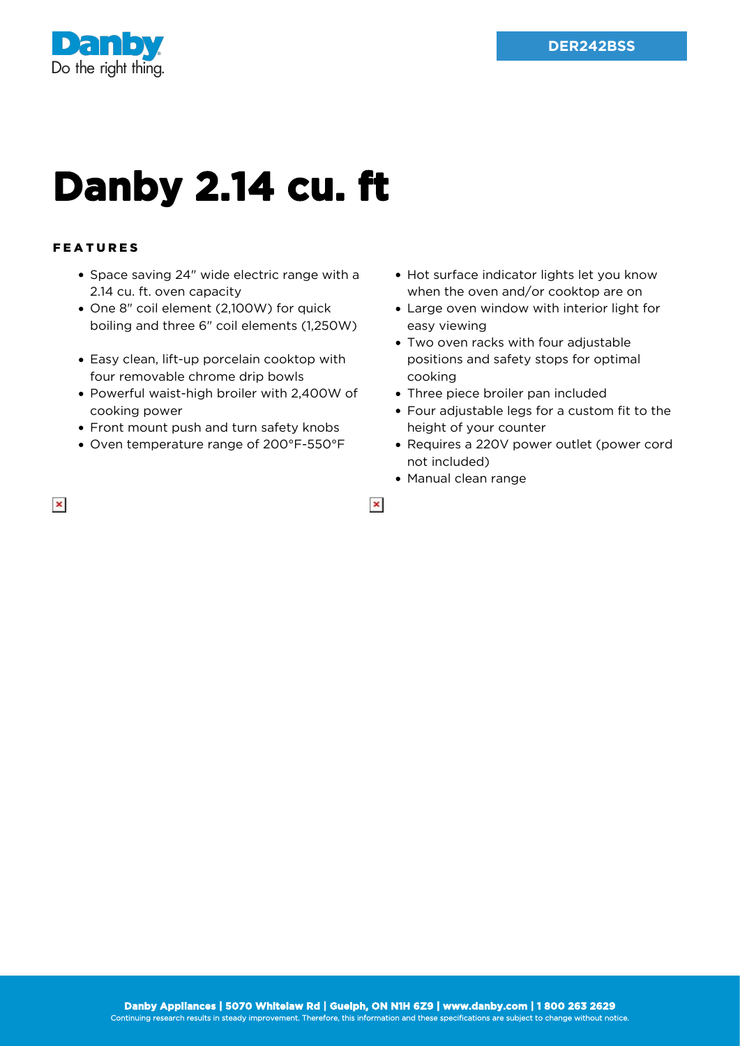Danby

Do the right thing.

**DER242BSS**

# Danby 2.14 cu. ft

## FEATURES

- Space saving 24" wide electric range with a 2.14 cu. ft. oven capacity
- One 8" coil element (2,100W) for quick boiling and three 6" coil elements (1,250W)
- Easy clean, lift-up porcelain cooktop with four removable chrome drip bowls
- Powerful waist-high broiler with 2,400W of cooking power
- Front mount push and turn safety knobs
- Oven temperature range of 200°F-550°F
- Hot surface indicator lights let you know when the oven and/or cooktop are on
- Large oven window with interior light for easy viewing
- Two oven racks with four adjustable positions and safety stops for optimal cooking
- Three piece broiler pan included
- Four adjustable legs for a custom fit to the height of your counter
- Requires a 220V power outlet (power cord not included)
- Manual clean range

**Danby Appliances | 5070 Whitelaw Rd | Guelph, ON N1H 6Z9 | www.danby.com | 1 800 263 2629**

Continuing research results in steady improvement. Therefore, this information and these specifications are subject to change without notice.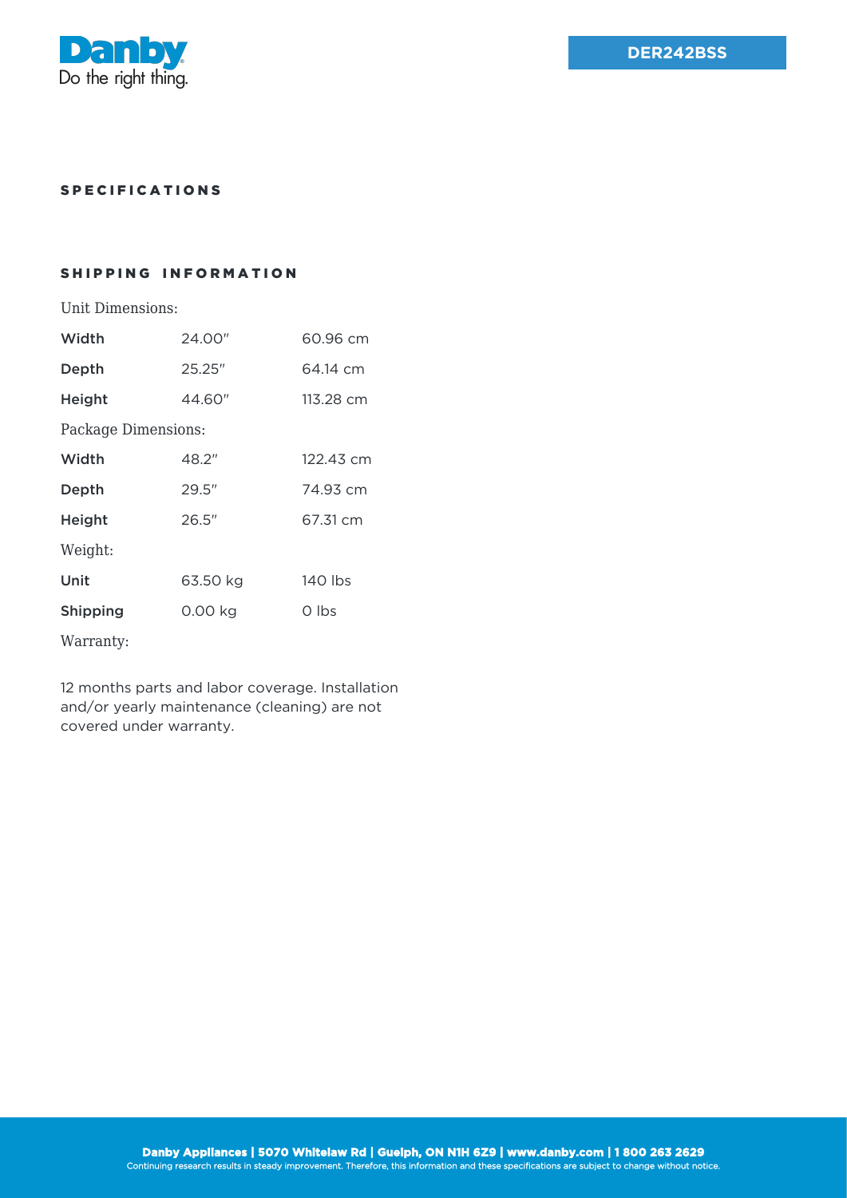DER242BSS

## SPECIFICATIONS

### SHIPPING INFORMATION

| | | |
|---|---|---|
| Unit Dimensions: | | |
| **Width** | 24.00″ | 60.96 cm |
| **Depth** | 25.25″ | 64.14 cm |
| **Height** | 44.60″ | 113.28 cm |
| Package Dimensions: | | |
| **Width** | 48.2″ | 122.43 cm |
| **Depth** | 29.5″ | 74.93 cm |
| **Height** | 26.5″ | 67.31 cm |
| Weight: | | |
| **Unit** | 63.50 kg | 140 lbs |
| **Shipping** | 0.00 kg | 0 lbs |

Warranty:

12 months parts and labor coverage. Installation and/or yearly maintenance (cleaning) are not covered under warranty.

**Danby Appliances | 5070 Whitelaw Rd | Guelph, ON N1H 6Z9 | www.danby.com | 1 800 263 2629**
Continuing research results in steady improvement. Therefore, this information and these specifications are subject to change without notice.